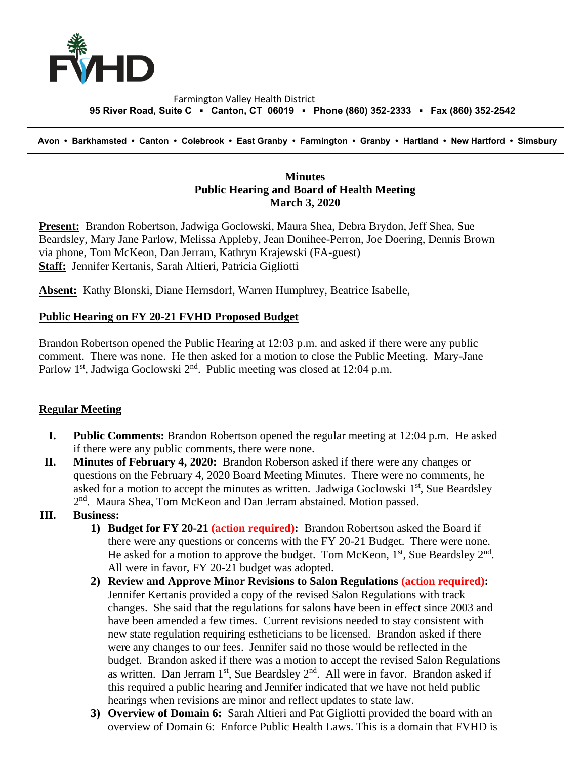Farmington Valley Health District
**95 River Road, Suite C ▪ Canton, CT 06019 ▪ Phone (860) 352-2333 ▪ Fax (860) 352-2542**

---

**Avon • Barkhamsted • Canton • Colebrook • East Granby • Farmington • Granby • Hartland • New Hartford • Simsbury**

---

**Minutes**
**Public Hearing and Board of Health Meeting**
**March 3, 2020**

**Present:** Brandon Robertson, Jadwiga Goclowski, Maura Shea, Debra Brydon, Jeff Shea, Sue Beardsley, Mary Jane Parlow, Melissa Appleby, Jean Donihee-Perron, Joe Doering, Dennis Brown via phone, Tom McKeon, Dan Jerram, Kathryn Krajewski (FA-guest)
**Staff:** Jennifer Kertanis, Sarah Altieri, Patricia Gigliotti

**Absent:** Kathy Blonski, Diane Hernsdorf, Warren Humphrey, Beatrice Isabelle,

**Public Hearing on FY 20-21 FVHD Proposed Budget**

Brandon Robertson opened the Public Hearing at 12:03 p.m. and asked if there were any public comment. There was none. He then asked for a motion to close the Public Meeting. Mary-Jane Parlow 1st, Jadwiga Goclowski 2nd. Public meeting was closed at 12:04 p.m.

**Regular Meeting**

I. **Public Comments:** Brandon Robertson opened the regular meeting at 12:04 p.m. He asked if there were any public comments, there were none.

II. **Minutes of February 4, 2020:** Brandon Roberson asked if there were any changes or questions on the February 4, 2020 Board Meeting Minutes. There were no comments, he asked for a motion to accept the minutes as written. Jadwiga Goclowski 1st, Sue Beardsley 2nd. Maura Shea, Tom McKeon and Dan Jerram abstained. Motion passed.

III. **Business:**

1) **Budget for FY 20-21 (action required):** Brandon Robertson asked the Board if there were any questions or concerns with the FY 20-21 Budget. There were none. He asked for a motion to approve the budget. Tom McKeon, 1st, Sue Beardsley 2nd. All were in favor, FY 20-21 budget was adopted.

2) **Review and Approve Minor Revisions to Salon Regulations (action required):** Jennifer Kertanis provided a copy of the revised Salon Regulations with track changes. She said that the regulations for salons have been in effect since 2003 and have been amended a few times. Current revisions needed to stay consistent with new state regulation requiring estheticians to be licensed. Brandon asked if there were any changes to our fees. Jennifer said no those would be reflected in the budget. Brandon asked if there was a motion to accept the revised Salon Regulations as written. Dan Jerram 1st, Sue Beardsley 2nd. All were in favor. Brandon asked if this required a public hearing and Jennifer indicated that we have not held public hearings when revisions are minor and reflect updates to state law.

3) **Overview of Domain 6:** Sarah Altieri and Pat Gigliotti provided the board with an overview of Domain 6: Enforce Public Health Laws. This is a domain that FVHD is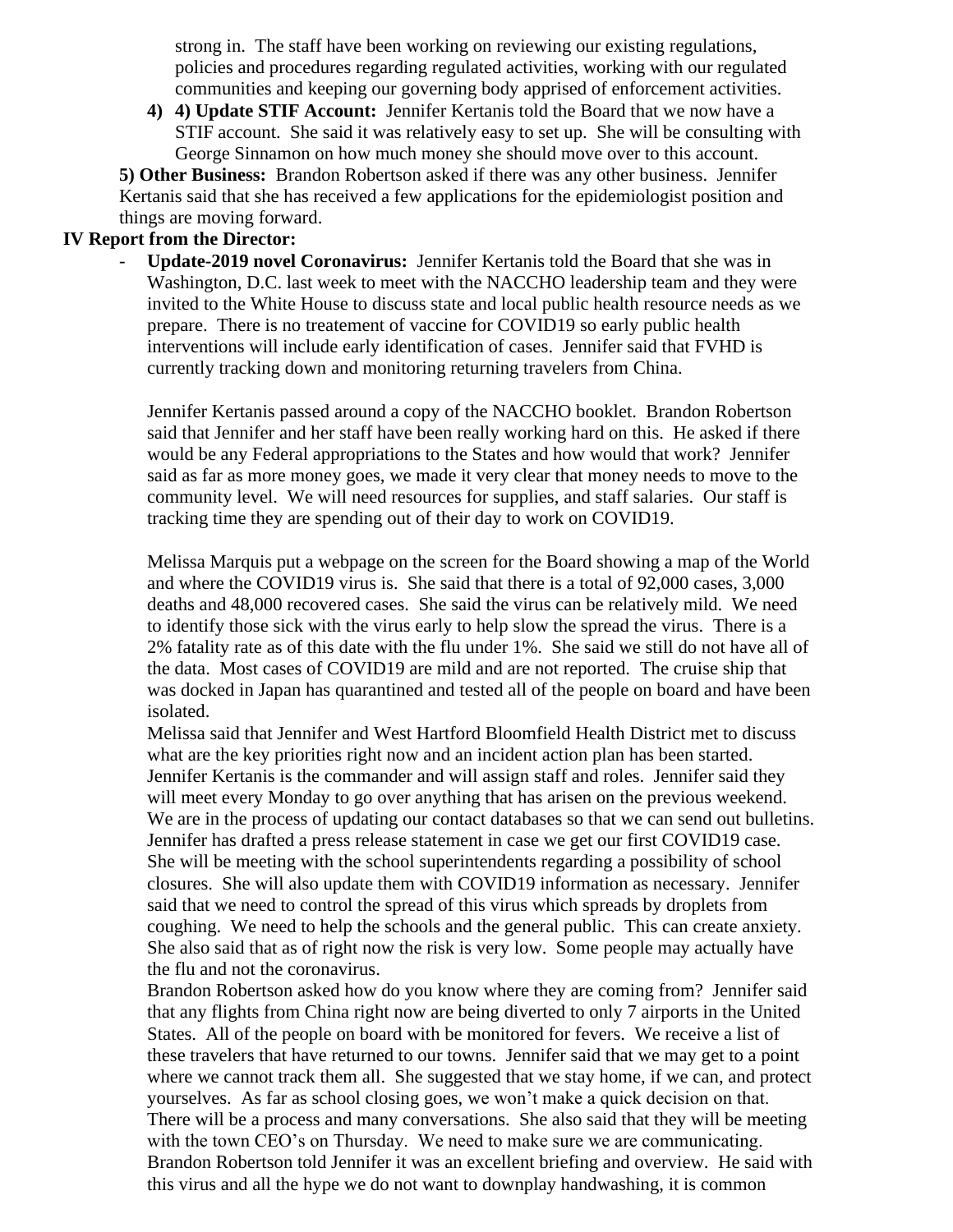strong in. The staff have been working on reviewing our existing regulations, policies and procedures regarding regulated activities, working with our regulated communities and keeping our governing body apprised of enforcement activities.

4) **4) Update STIF Account:** Jennifer Kertanis told the Board that we now have a STIF account. She said it was relatively easy to set up. She will be consulting with George Sinnamon on how much money she should move over to this account.

**5) Other Business:** Brandon Robertson asked if there was any other business. Jennifer Kertanis said that she has received a few applications for the epidemiologist position and things are moving forward.

**IV Report from the Director:**

- **Update-2019 novel Coronavirus:** Jennifer Kertanis told the Board that she was in Washington, D.C. last week to meet with the NACCHO leadership team and they were invited to the White House to discuss state and local public health resource needs as we prepare. There is no treatement of vaccine for COVID19 so early public health interventions will include early identification of cases. Jennifer said that FVHD is currently tracking down and monitoring returning travelers from China.

  Jennifer Kertanis passed around a copy of the NACCHO booklet. Brandon Robertson said that Jennifer and her staff have been really working hard on this. He asked if there would be any Federal appropriations to the States and how would that work? Jennifer said as far as more money goes, we made it very clear that money needs to move to the community level. We will need resources for supplies, and staff salaries. Our staff is tracking time they are spending out of their day to work on COVID19.

  Melissa Marquis put a webpage on the screen for the Board showing a map of the World and where the COVID19 virus is. She said that there is a total of 92,000 cases, 3,000 deaths and 48,000 recovered cases. She said the virus can be relatively mild. We need to identify those sick with the virus early to help slow the spread the virus. There is a 2% fatality rate as of this date with the flu under 1%. She said we still do not have all of the data. Most cases of COVID19 are mild and are not reported. The cruise ship that was docked in Japan has quarantined and tested all of the people on board and have been isolated.
  Melissa said that Jennifer and West Hartford Bloomfield Health District met to discuss what are the key priorities right now and an incident action plan has been started. Jennifer Kertanis is the commander and will assign staff and roles. Jennifer said they will meet every Monday to go over anything that has arisen on the previous weekend. We are in the process of updating our contact databases so that we can send out bulletins. Jennifer has drafted a press release statement in case we get our first COVID19 case. She will be meeting with the school superintendents regarding a possibility of school closures. She will also update them with COVID19 information as necessary. Jennifer said that we need to control the spread of this virus which spreads by droplets from coughing. We need to help the schools and the general public. This can create anxiety. She also said that as of right now the risk is very low. Some people may actually have the flu and not the coronavirus.
  Brandon Robertson asked how do you know where they are coming from? Jennifer said that any flights from China right now are being diverted to only 7 airports in the United States. All of the people on board with be monitored for fevers. We receive a list of these travelers that have returned to our towns. Jennifer said that we may get to a point where we cannot track them all. She suggested that we stay home, if we can, and protect yourselves. As far as school closing goes, we won't make a quick decision on that. There will be a process and many conversations. She also said that they will be meeting with the town CEO's on Thursday. We need to make sure we are communicating. Brandon Robertson told Jennifer it was an excellent briefing and overview. He said with this virus and all the hype we do not want to downplay handwashing, it is common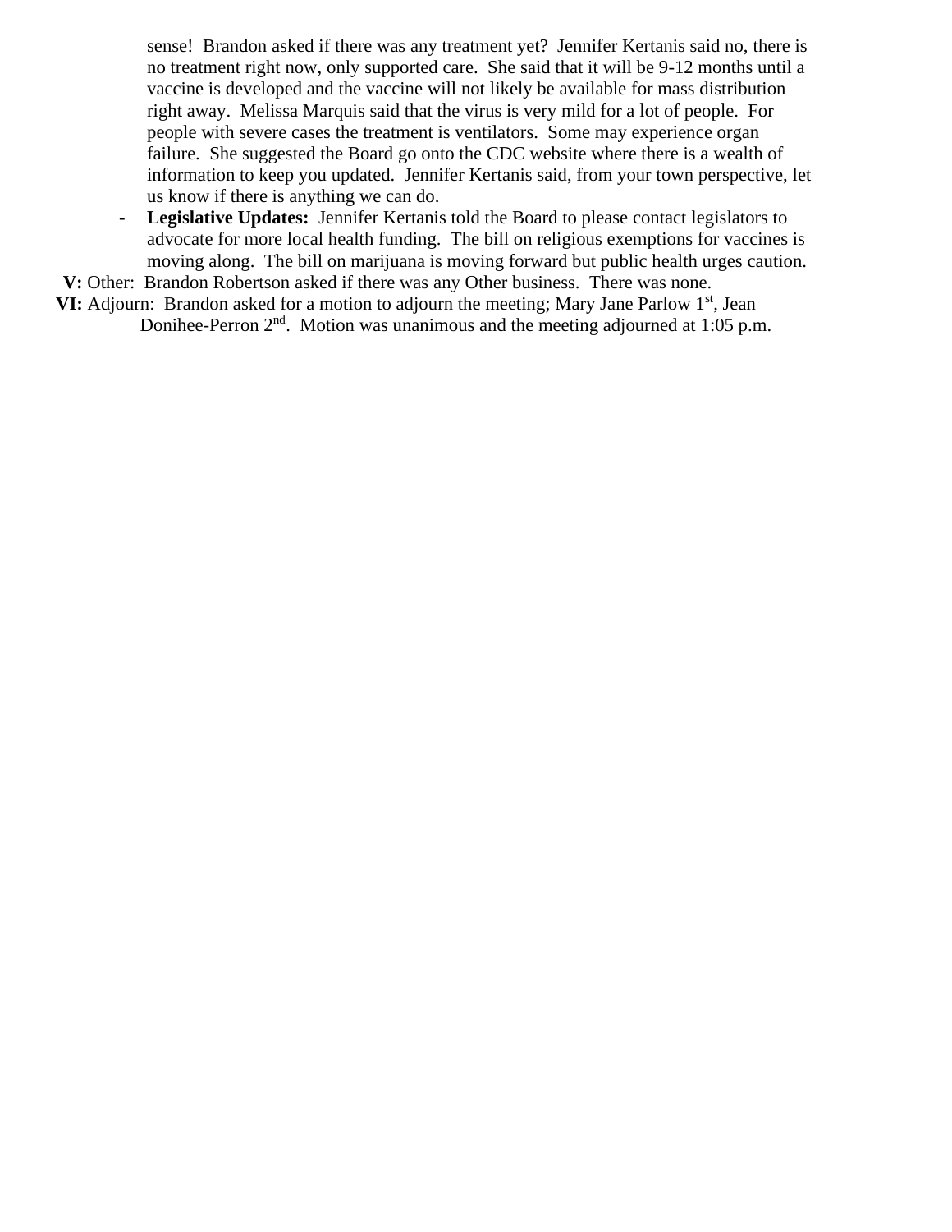sense!  Brandon asked if there was any treatment yet?  Jennifer Kertanis said no, there is no treatment right now, only supported care.  She said that it will be 9-12 months until a vaccine is developed and the vaccine will not likely be available for mass distribution right away.  Melissa Marquis said that the virus is very mild for a lot of people.  For people with severe cases the treatment is ventilators.  Some may experience organ failure.  She suggested the Board go onto the CDC website where there is a wealth of information to keep you updated.  Jennifer Kertanis said, from your town perspective, let us know if there is anything we can do.

- **Legislative Updates:** Jennifer Kertanis told the Board to please contact legislators to advocate for more local health funding.  The bill on religious exemptions for vaccines is moving along.  The bill on marijuana is moving forward but public health urges caution.

**V:** Other:  Brandon Robertson asked if there was any Other business.  There was none.

**VI:** Adjourn:  Brandon asked for a motion to adjourn the meeting; Mary Jane Parlow 1st, Jean Donihee-Perron 2nd.  Motion was unanimous and the meeting adjourned at 1:05 p.m.